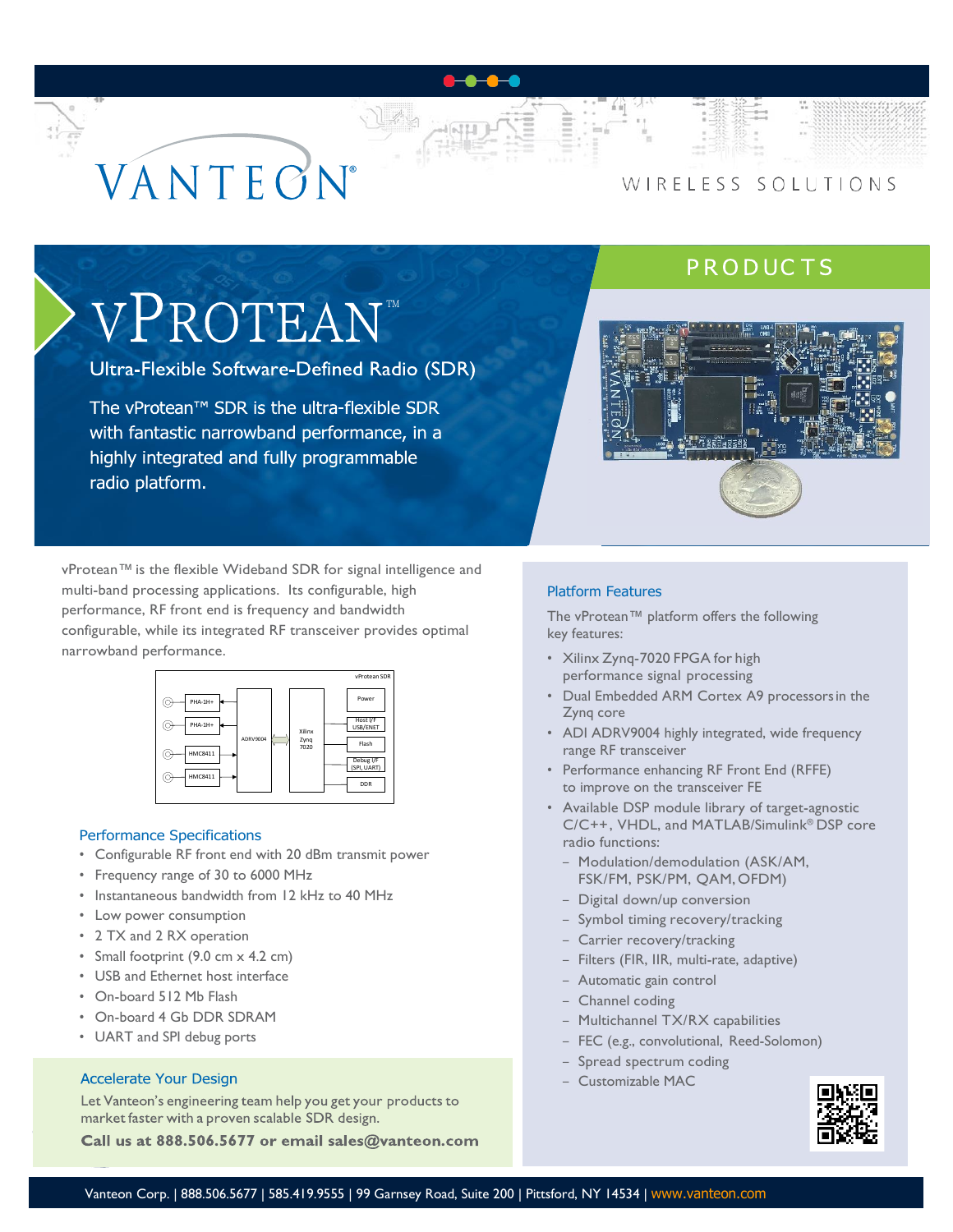# VANTEON®

WIRELESS SOLUTIONS

PRODUCTS

# vPROTEAN™

## Ultra-Flexible Software-Defined Radio (SDR)

The vProtean™ SDR is the ultra-flexible SDR with fantastic narrowband performance, in a highly integrated and fully programmable radio platform.

vProtean™ is the flexible Wideband SDR for signal intelligence and multi-band processing applications. Its configurable, high performance, RF front end is frequency and bandwidth configurable, while its integrated RF transceiver provides optimal narrowband performance.

### Performance Specifications

- Configurable RF front end with 20 dBm transmit power
- Frequency range of 30 to 6000 MHz
- Instantaneous bandwidth from 12 kHz to 40 MHz
- Low power consumption
- 2 TX and 2 RX operation
- Small footprint (9.0 cm x 4.2 cm)
- USB and Ethernet host interface
- On-board 512 Mb Flash
- On-board 4 Gb DDR SDRAM
- UART and SPI debug ports

### Accelerate Your Design

Let Vanteon's engineering team help you get your products to market faster with a proven scalable SDR design.

**Call us at 888.506.5677 or email sales@vanteon.com**

### Platform Features

The vProtean™ platform offers the following key features:

- Xilinx Zynq-7020 FPGA for high performance signal processing
- Dual Embedded ARM Cortex A9 processors in the Zynq core
- ADI ADRV9004 highly integrated, wide frequency range RF transceiver
- Performance enhancing RF Front End (RFFE) to improve on the transceiver FE
- Available DSP module library of target-agnostic C/C++, VHDL, and MATLAB/Simulink® DSP core radio functions:
  - Modulation/demodulation (ASK/AM, FSK/FM, PSK/PM, QAM, OFDM)
  - Digital down/up conversion
  - Symbol timing recovery/tracking
  - Carrier recovery/tracking
  - Filters (FIR, IIR, multi-rate, adaptive)
  - Automatic gain control
  - Channel coding
  - Multichannel TX/RX capabilities
  - FEC (e.g., convolutional, Reed-Solomon)
  - Spread spectrum coding
  - Customizable MAC

Vanteon Corp. | 888.506.5677 | 585.419.9555 | 99 Garnsey Road, Suite 200 | Pittsford, NY 14534 | www.vanteon.com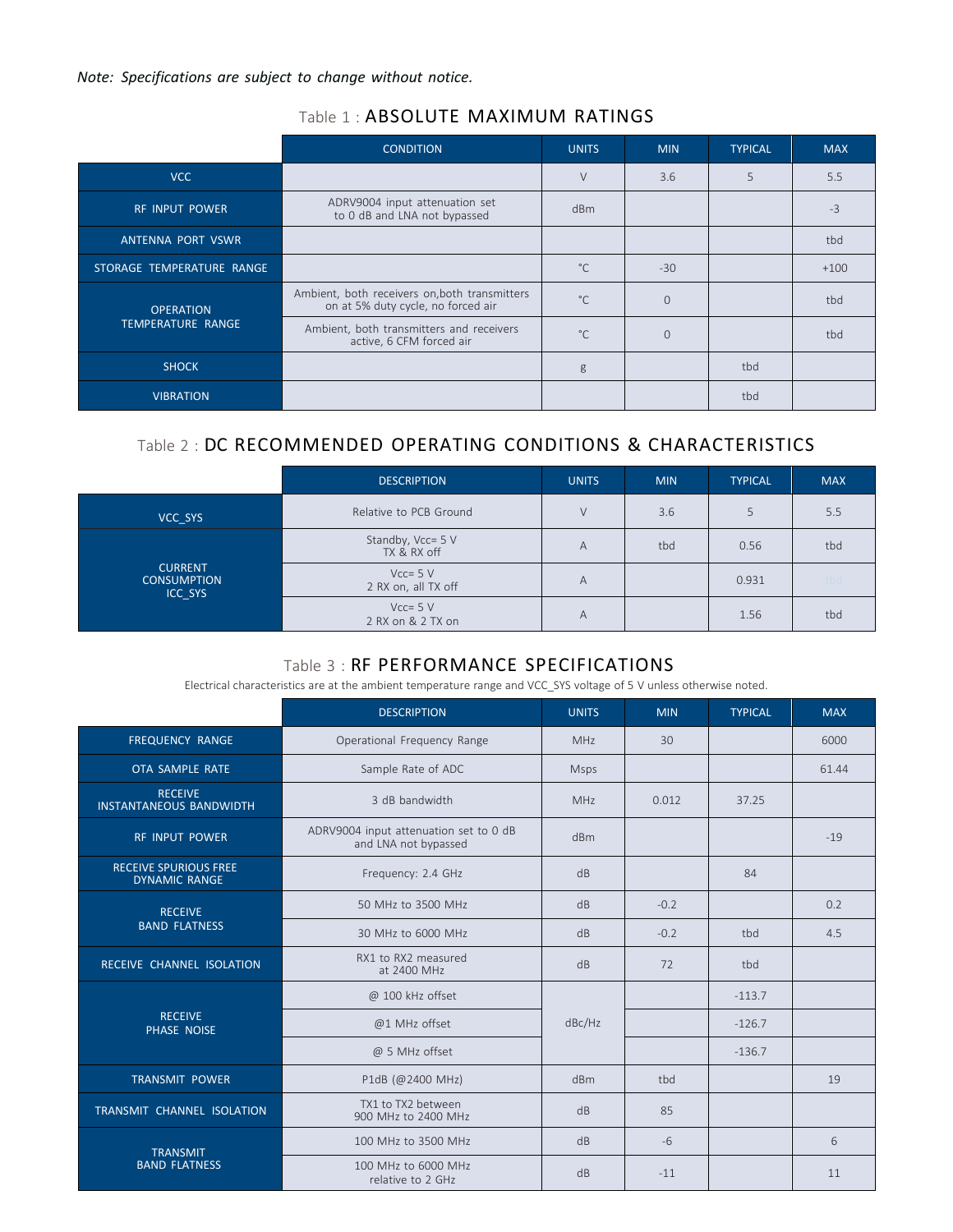*Note: Specifications are subject to change without notice.*

## Table 1 : ABSOLUTE MAXIMUM RATINGS

| | CONDITION | UNITS | MIN | TYPICAL | MAX |
|---|---|---|---|---|---|
| VCC | | V | 3.6 | 5 | 5.5 |
| RF INPUT POWER | ADRV9004 input attenuation set to 0 dB and LNA not bypassed | dBm | | | -3 |
| ANTENNA PORT VSWR | | | | | tbd |
| STORAGE TEMPERATURE RANGE | | °C | -30 | | +100 |
| OPERATION TEMPERATURE RANGE | Ambient, both receivers on,both transmitters on at 5% duty cycle, no forced air | °C | 0 | | tbd |
| | Ambient, both transmitters and receivers active, 6 CFM forced air | °C | 0 | | tbd |
| SHOCK | | g | | tbd | |
| VIBRATION | | | | tbd | |

## Table 2 : DC RECOMMENDED OPERATING CONDITIONS & CHARACTERISTICS

| | DESCRIPTION | UNITS | MIN | TYPICAL | MAX |
|---|---|---|---|---|---|
| VCC_SYS | Relative to PCB Ground | V | 3.6 | 5 | 5.5 |
| CURRENT CONSUMPTION ICC_SYS | Standby, Vcc= 5 V TX & RX off | A | tbd | 0.56 | tbd |
| | Vcc= 5 V 2 RX on, all TX off | A | | 0.931 | tbd |
| | Vcc= 5 V 2 RX on & 2 TX on | A | | 1.56 | tbd |

## Table 3 : RF PERFORMANCE SPECIFICATIONS

Electrical characteristics are at the ambient temperature range and VCC_SYS voltage of 5 V unless otherwise noted.

| | DESCRIPTION | UNITS | MIN | TYPICAL | MAX |
|---|---|---|---|---|---|
| FREQUENCY RANGE | Operational Frequency Range | MHz | 30 | | 6000 |
| OTA SAMPLE RATE | Sample Rate of ADC | Msps | | | 61.44 |
| RECEIVE INSTANTANEOUS BANDWIDTH | 3 dB bandwidth | MHz | 0.012 | 37.25 | |
| RF INPUT POWER | ADRV9004 input attenuation set to 0 dB and LNA not bypassed | dBm | | | -19 |
| RECEIVE SPURIOUS FREE DYNAMIC RANGE | Frequency: 2.4 GHz | dB | | 84 | |
| RECEIVE BAND FLATNESS | 50 MHz to 3500 MHz | dB | -0.2 | | 0.2 |
| | 30 MHz to 6000 MHz | dB | -0.2 | tbd | 4.5 |
| RECEIVE CHANNEL ISOLATION | RX1 to RX2 measured at 2400 MHz | dB | 72 | tbd | |
| RECEIVE PHASE NOISE | @ 100 kHz offset | dBc/Hz | | -113.7 | |
| | @1 MHz offset | | | -126.7 | |
| | @ 5 MHz offset | | | -136.7 | |
| TRANSMIT POWER | P1dB (@2400 MHz) | dBm | tbd | | 19 |
| TRANSMIT CHANNEL ISOLATION | TX1 to TX2 between 900 MHz to 2400 MHz | dB | 85 | | |
| TRANSMIT BAND FLATNESS | 100 MHz to 3500 MHz | dB | -6 | | 6 |
| | 100 MHz to 6000 MHz relative to 2 GHz | dB | -11 | | 11 |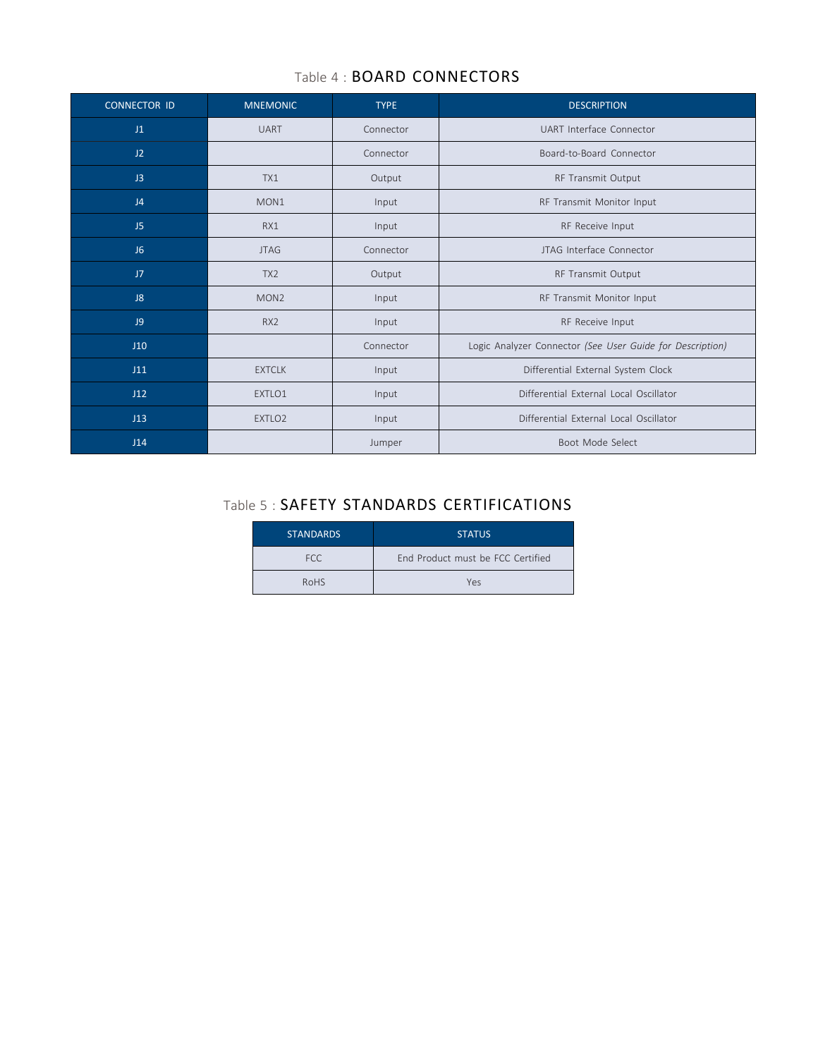Table 4 : **BOARD CONNECTORS**

| CONNECTOR ID | MNEMONIC | TYPE | DESCRIPTION |
|---|---|---|---|
| J1 | UART | Connector | UART Interface Connector |
| J2 | | Connector | Board-to-Board Connector |
| J3 | TX1 | Output | RF Transmit Output |
| J4 | MON1 | Input | RF Transmit Monitor Input |
| J5 | RX1 | Input | RF Receive Input |
| J6 | JTAG | Connector | JTAG Interface Connector |
| J7 | TX2 | Output | RF Transmit Output |
| J8 | MON2 | Input | RF Transmit Monitor Input |
| J9 | RX2 | Input | RF Receive Input |
| J10 | | Connector | Logic Analyzer Connector *(See User Guide for Description)* |
| J11 | EXTCLK | Input | Differential External System Clock |
| J12 | EXTLO1 | Input | Differential External Local Oscillator |
| J13 | EXTLO2 | Input | Differential External Local Oscillator |
| J14 | | Jumper | Boot Mode Select |

Table 5 : **SAFETY STANDARDS CERTIFICATIONS**

| STANDARDS | STATUS |
|---|---|
| FCC | End Product must be FCC Certified |
| RoHS | Yes |